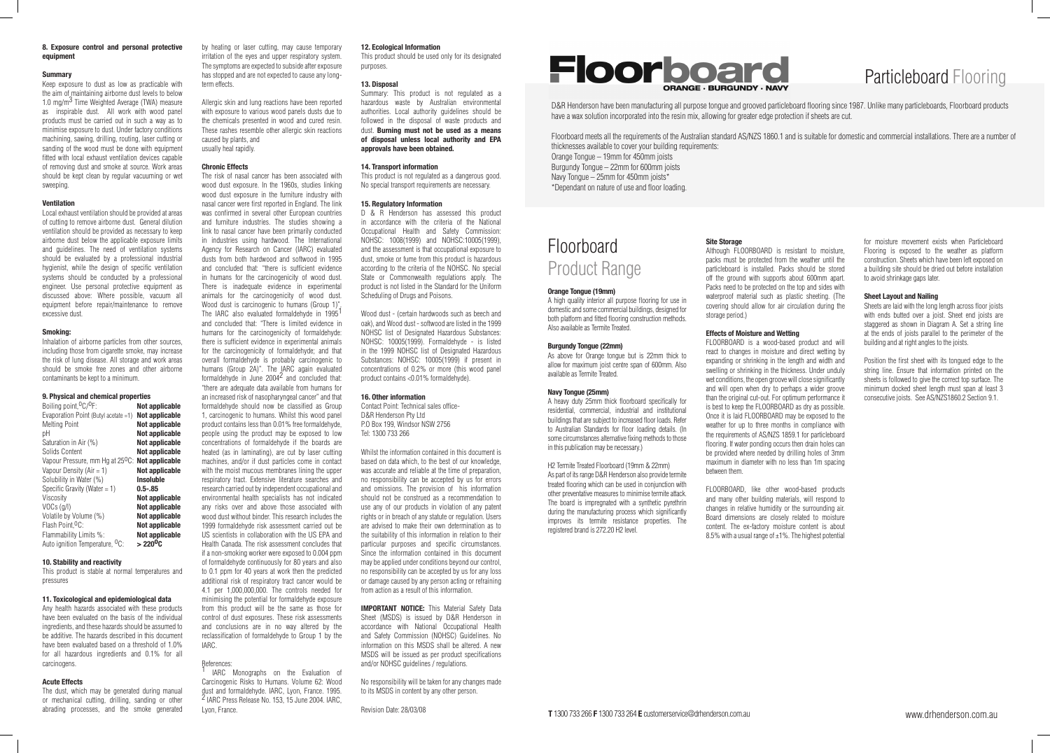#### 8. Exposure control and personal protective equipment

**Summary**

Keep exposure to dust as low as practicable with the aim of maintaining airborne dust levels to below 1.0 mg/m$^3$ Time Weighted Average (TWA) measure as inspirable dust. All work with wood panel products must be carried out in such a way as to minimise exposure to dust. Under factory conditions machining, sawing, drilling, routing, laser cutting or sanding of the wood must be done with equipment fitted with local exhaust ventilation devices capable of removing dust and smoke at source. Work areas should be kept clean by regular vacuuming or wet sweeping.

**Ventilation**

Local exhaust ventilation should be provided at areas of cutting to remove airborne dust. General dilution ventilation should be provided as necessary to keep airborne dust below the applicable exposure limits and guidelines. The need of ventilation systems should be evaluated by a professional industrial hygienist, while the design of specific ventilation systems should be conducted by a professional engineer. Use personal protective equipment as discussed above: Where possible, vacuum all equipment before repair/maintenance to remove excessive dust.

**Smoking:**

Inhalation of airborne particles from other sources, including those from cigarette smoke, may increase the risk of lung disease. All storage and work areas should be smoke free zones and other airborne contaminants be kept to a minimum.

#### 9. Physical and chemical properties

| | |
|---|---|
| Boiling point, $^{0}$C/$^{0}$F: | **Not applicable** |
| Evaporation Point (Butyl acetate =1) | **Not applicable** |
| Melting Point | **Not applicable** |
| pH | **Not applicable** |
| Saturation in Air (%) | **Not applicable** |
| Solids Content | **Not applicable** |
| Vapour Pressure, mm Hg at 25$^{0}$C: | **Not applicable** |
| Vapour Density (Air = 1) | **Not applicable** |
| Solubility in Water (%) | **Insoluble** |
| Specific Gravity (Water = 1) | **0.5-.85** |
| Viscosity | **Not applicable** |
| VOCs (g/l) | **Not applicable** |
| Volatile by Volume (%) | **Not applicable** |
| Flash Point,$^{0}$C: | **Not applicable** |
| Flammability Limits %: | **Not applicable** |
| Auto ignition Temperature, $^{0}$C: | **> 220$^{0}$C** |

#### 10. Stability and reactivity

This product is stable at normal temperatures and pressures

#### 11. Toxicological and epidemiological data

Any health hazards associated with these products have been evaluated on the basis of the individual ingredients, and these hazards should be assumed to be additive. The hazards described in this document have been evaluated based on a threshold of 1.0% for all hazardous ingredients and 0.1% for all carcinogens.

**Acute Effects**

The dust, which may be generated during manual or mechanical cutting, drilling, sanding or other abrading processes, and the smoke generated by heating or laser cutting, may cause temporary irritation of the eyes and upper respiratory system. The symptoms are expected to subside after exposure has stopped and are not expected to cause any long-term effects.

Allergic skin and lung reactions have been reported with exposure to various wood panels dusts due to the chemicals presented in wood and cured resin. These rashes resemble other allergic skin reactions caused by plants, and usually heal rapidly.

**Chronic Effects**

The risk of nasal cancer has been associated with wood dust exposure. In the 1960s, studies linking wood dust exposure in the furniture industry with nasal cancer were first reported in England. The link was confirmed in several other European countries and furniture industries. The studies showing a link to nasal cancer have been primarily conducted in industries using hardwood. The International Agency for Research on Cancer (IARC) evaluated dusts from both hardwood and softwood in 1995 and concluded that: "there is sufficient evidence in humans for the carcinogenicity of wood dust. There is inadequate evidence in experimental animals for the carcinogenicity of wood dust. Wood dust is carcinogenic to humans (Group 1)". The IARC also evaluated formaldehyde in 1995[1] and concluded that: "There is limited evidence in humans for the carcinogenicity of formaldehyde: there is sufficient evidence in experimental animals for the carcinogenicity of formaldehyde; and that overall formaldehyde is probably carcinogenic to humans (Group 2A)". The IARC again evaluated formaldehyde in June 2004[2] and concluded that: "there are adequate data available from humans for an increased risk of nasopharyngeal cancer" and that formaldehyde should now be classified as Group 1, carcinogenic to humans. Whilst this wood panel product contains less than 0.01% free formaldehyde, people using the product may be exposed to low concentrations of formaldehyde if the boards are heated (as in laminating), are cut by laser cutting machines, and/or if dust particles come in contact with the moist mucous membranes lining the upper respiratory tract. Extensive literature searches and research carried out by independent occupational and environmental health specialists has not indicated any risks over and above those associated with wood dust without binder. This research includes the 1999 formaldehyde risk assessment carried out be US scientists in collaboration with the US EPA and Health Canada. The risk assessment concludes that if a non-smoking worker were exposed to 0.004 ppm of formaldehyde continuously for 80 years and also to 0.1 ppm for 40 years at work then the predicted additional risk of respiratory tract cancer would be 4.1 per 1,000,000,000. The controls needed for minimising the potential for formaldehyde exposure from this product will be the same as those for control of dust exposures. These risk assessments and conclusions are in no way altered by the reclassification of formaldehyde to Group 1 by the IARC.

References:

[1] IARC Monographs on the Evaluation of Carcinogenic Risks to Humans. Volume 62: Wood dust and formaldehyde. IARC, Lyon, France. 1995.

[2] IARC Press Release No. 153, 15 June 2004. IARC, Lyon, France.

#### 12. Ecological Information

This product should be used only for its designated purposes.

#### 13. Disposal

Summary: This product is not regulated as a hazardous waste by Australian environmental authorities. Local authority guidelines should be followed in the disposal of waste products and dust. **Burning must not be used as a means of disposal unless local authority and EPA approvals have been obtained.**

#### 14. Transport information

This product is not regulated as a dangerous good. No special transport requirements are necessary.

#### 15. Regulatory Information

D & R Henderson has assessed this product in accordance with the criteria of the National Occupational Health and Safety Commission: NOHSC: 1008(1999) and NOHSC:10005(1999), and the assessment is that occupational exposure to dust, smoke or fume from this product is hazardous according to the criteria of the NOHSC. No special State or Commonwealth regulations apply. The product is not listed in the Standard for the Uniform Scheduling of Drugs and Poisons.

Wood dust - (certain hardwoods such as beech and oak), and Wood dust - softwood are listed in the 1999 NOHSC list of Designated Hazardous Substances: NOHSC: 10005(1999). Formaldehyde - is listed in the 1999 NOHSC list of Designated Hazardous Substances: NOHSC: 10005(1999) if present in concentrations of 0.2% or more (this wood panel product contains <0.01% formaldehyde).

#### 16. Other information

Contact Point: Technical sales office-
D&R Henderson Pty Ltd
P.O Box 199, Windsor NSW 2756
Tel: 1300 733 266

Whilst the information contained in this document is based on data which, to the best of our knowledge, was accurate and reliable at the time of preparation, no responsibility can be accepted by us for errors and omissions. The provision of his information should not be construed as a recommendation to use any of our products in violation of any patent rights or in breach of any statute or regulation. Users are advised to make their own determination as to the suitability of this information in relation to their particular purposes and specific circumstances. Since the information contained in this document may be applied under conditions beyond our control, no responsibility can be accepted by us for any loss or damage caused by any person acting or refraining from action as a result of this information.

**IMPORTANT NOTICE:** This Material Safety Data Sheet (MSDS) is issued by D&R Henderson in accordance with National Occupational Health and Safety Commission (NOHSC) Guidelines. No information on this MSDS shall be altered. A new MSDS will be issued as per product specifications and/or NOHSC guidelines / regulations.

No responsibility will be taken for any changes made to its MSDS in content by any other person.

Revision Date: 28/03/08

# Floorboard

ORANGE · BURGUNDY · NAVY

# Particleboard Flooring

D&R Henderson have been manufacturing all purpose tongue and grooved particleboard flooring since 1987. Unlike many particleboards, Floorboard products have a wax solution incorporated into the resin mix, allowing for greater edge protection if sheets are cut.

Floorboard meets all the requirements of the Australian standard AS/NZS 1860.1 and is suitable for domestic and commercial installations. There are a number of thicknesses available to cover your building requirements:

Orange Tongue – 19mm for 450mm joists
Burgundy Tongue – 22mm for 600mm joists
Navy Tongue – 25mm for 450mm joists*
*Dependant on nature of use and floor loading.

## Floorboard Product Range

**Orange Tongue (19mm)**

A high quality interior all purpose flooring for use in domestic and some commercial buildings, designed for both platform and fitted flooring construction methods. Also available as Termite Treated.

**Burgundy Tongue (22mm)**

As above for Orange tongue but is 22mm thick to allow for maximum joist centre span of 600mm. Also available as Termite Treated.

**Navy Tongue (25mm)**

A heavy duty 25mm thick floorboard specifically for residential, commercial, industrial and institutional buildings that are subject to increased floor loads. Refer to Australian Standards for floor loading details. (In some circumstances alternative fixing methods to those in this publication may be necessary.)

H2 Termite Treated Floorboard (19mm & 22mm)
As part of its range D&R Henderson also provide termite treated flooring which can be used in conjunction with other preventative measures to minimise termite attack. The board is impregnated with a synthetic pyrethrin during the manufacturing process which significantly improves its termite resistance properties. The registered brand is 272.20 H2 level.

**Site Storage**

Although FLOORBOARD is resistant to moisture, packs must be protected from the weather until the particleboard is installed. Packs should be stored off the ground with supports about 600mm apart. Packs need to be protected on the top and sides with waterproof material such as plastic sheeting. (The covering should allow for air circulation during the storage period.)

**Effects of Moisture and Wetting**

FLOORBOARD is a wood-based product and will react to changes in moisture and direct wetting by expanding or shrinking in the length and width and swelling or shrinking in the thickness. Under unduly wet conditions, the open groove will close significantly and will open when dry to perhaps a wider groove than the original cut-out. For optimum performance it is best to keep the FLOORBOARD as dry as possible. Once it is laid FLOORBOARD may be exposed to the weather for up to three months in compliance with the requirements of AS/NZS 1859.1 for particleboard flooring. If water ponding occurs then drain holes can be provided where needed by drilling holes of 3mm maximum in diameter with no less than 1m spacing between them.

FLOORBOARD, like other wood-based products and many other building materials, will respond to changes in relative humidity or the surrounding air. Board dimensions are closely related to moisture content. The ex-factory moisture content is about 8.5% with a usual range of ±1%. The highest potential for moisture movement exists when Particleboard Flooring is exposed to the weather as platform construction. Sheets which have been left exposed on a building site should be dried out before installation to avoid shrinkage gaps later.

**Sheet Layout and Nailing**

Sheets are laid with the long length across floor joists with ends butted over a joist. Sheet end joists are staggered as shown in Diagram A. Set a string line at the ends of joists parallel to the perimeter of the building and at right angles to the joists.

Position the first sheet with its tongued edge to the string line. Ensure that information printed on the sheets is followed to give the correct top surface. The minimum docked sheet length must span at least 3 consecutive joists. See AS/NZS1860.2 Section 9.1.

**T** 1300 733 266 **F** 1300 733 264 **E** customerservice@drhenderson.com.au

www.drhenderson.com.au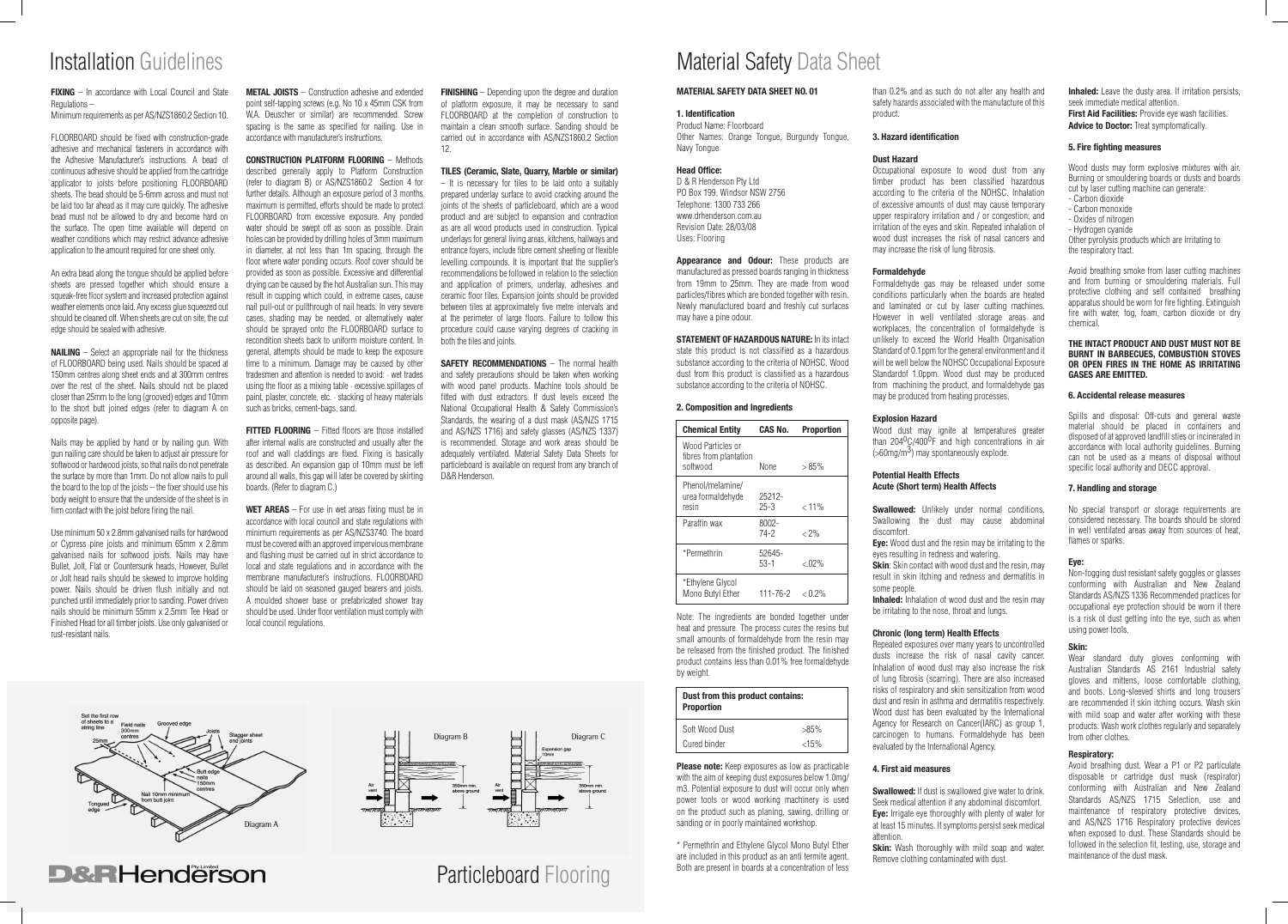# Installation Guidelines

**FIXING** – In accordance with Local Council and State Regulations – Minimum requirements as per AS/NZS1860.2 Section 10.

FLOORBOARD should be fixed with construction-grade adhesive and mechanical fasteners in accordance with the Adhesive Manufacturer's instructions. A bead of continuous adhesive should be applied from the cartridge applicator to joists before positioning FLOORBOARD sheets. The bead should be 5-6mm across and must not be laid too far ahead as it may cure quickly. The adhesive bead must not be allowed to dry and become hard on the surface. The open time available will depend on weather conditions which may restrict advance adhesive application to the amount required for one sheet only.

An extra bead along the tongue should be applied before sheets are pressed together which should ensure a squeak-free floor system and increased protection against weather elements once laid. Any excess glue squeezed out should be cleaned off. When sheets are cut on site, the cut edge should be sealed with adhesive.

**NAILING** – Select an appropriate nail for the thickness of FLOORBOARD being used. Nails should be spaced at 150mm centres along sheet ends and at 300mm centres over the rest of the sheet. Nails should not be placed closer than 25mm to the long (grooved) edges and 10mm to the short butt joined edges (refer to diagram A on opposite page).

Nails may be applied by hand or by nailing gun. With gun nailing care should be taken to adjust air pressure for softwood or hardwood joists, so that nails do not penetrate the surface by more than 1mm. Do not allow nails to pull the board to the top of the joists – the fixer should use his body weight to ensure that the underside of the sheet is in firm contact with the joist before firing the nail.

Use minimum 50 x 2.8mm galvanised nails for hardwood or Cypress pine joists and minimum 65mm x 2.8mm galvanised nails for softwood joists. Nails may have Bullet, Jolt, Flat or Countersunk heads, However, Bullet or Jolt head nails should be skewed to improve holding power. Nails should be driven flush initially and not punched until immediately prior to sanding. Power driven nails should be minimum 55mm x 2.5mm Tee Head or Finished Head for all timber joists. Use only galvanised or rust-resistant nails.

**METAL JOISTS** – Construction adhesive and extended point self-tapping screws (e.g. No 10 x 45mm CSK from W.A. Deuscher or similar) are recommended. Screw spacing is the same as specified for nailing. Use in accordance with manufacturer's instructions.

**CONSTRUCTION PLATFORM FLOORING** – Methods described generally apply to Platform Construction (refer to diagram B) or AS/NZS1860.2 Section 4 for further details. Although an exposure period of 3 months maximum is permitted, efforts should be made to protect FLOORBOARD from excessive exposure. Any ponded water should be swept off as soon as possible. Drain holes can be provided by drilling holes of 3mm maximum in diameter, at not less than 1m spacing, through the floor where water ponding occurs. Roof cover should be provided as soon as possible. Excessive and differential drying can be caused by the hot Australian sun. This may result in cupping which could, in extreme cases, cause nail pull-out or pullthrough of nail heads. In very severe cases, shading may be needed, or alternatively water should be sprayed onto the FLOORBOARD surface to recondition sheets back to uniform moisture content. In general, attempts should be made to keep the exposure time to a minimum. Damage may be caused by other tradesmen and attention is needed to avoid: · wet trades using the floor as a mixing table · excessive spillages of paint, plaster, concrete, etc. · stacking of heavy materials such as bricks, cement-bags, sand.

**FITTED FLOORING** – Fitted floors are those installed after internal walls are constructed and usually after the roof and wall claddings are fixed. Fixing is basically as described. An expansion gap of 10mm must be left around all walls, this gap will later be covered by skirting boards. (Refer to diagram C.)

**WET AREAS** – For use in wet areas fixing must be in accordance with local council and state regulations with minimum requirements as per AS/NZS3740. The board must be covered with an approved impervious membrane and flashing must be carried out in strict accordance to local and state regulations and in accordance with the membrane manufacturer's instructions. FLOORBOARD should be laid on seasoned gauged bearers and joists. A moulded shower base or prefabricated shower tray should be used. Under floor ventilation must comply with local council regulations.

**FINISHING** – Depending upon the degree and duration of platform exposure, it may be necessary to sand FLOORBOARD at the completion of construction to maintain a clean smooth surface. Sanding should be carried out in accordance with AS/NZS1860.2 Section 12.

**TILES (Ceramic, Slate, Quarry, Marble or similar)** – It is necessary for tiles to be laid onto a suitably prepared underlay surface to avoid cracking around the joints of the sheets of particleboard, which are a wood product and are subject to expansion and contraction as are all wood products used in construction. Typical underlays for general living areas, kitchens, hallways and entrance foyers, include fibre cement sheeting or flexible levelling compounds. It is important that the supplier's recommendations be followed in relation to the selection and application of primers, underlays, adhesives and ceramic floor tiles. Expansion joints should be provided between tiles at approximately five metre intervals and at the perimeter of large floors. Failure to follow this procedure could cause varying degrees of cracking in both the tiles and joints.

**SAFETY RECOMMENDATIONS** – The normal health and safety precautions should be taken when working with wood panel products. Machine tools should be fitted with dust extractors. If dust levels exceed the National Occupational Health & Safety Commission's Standards, the wearing of a dust mask (AS/NZS 1715 and AS/NZS 1716) and safety glasses (AS/NZS 1337) is recommended. Storage and work areas should be adequately ventilated. Material Safety Data Sheets for particleboard is available on request from any branch of D&R Henderson.

Set the first row of sheets to a string line
Field nails 300mm centres
Grooved edge
Joists
Stagger sheet end joints
25mm
Butt edge nails 150mm centres
Nail 10mm minimum from butt joint
Tongued edge
Diagram A

Diagram B
Air vent
350mm min. above ground

Diagram C
Expansion gap 10mm
Air vent
350mm min. above ground

D&R Henderson Pty Limited

# Material Safety Data Sheet

**MATERIAL SAFETY DATA SHEET NO. 01**

**1. Identification**

Product Name: Floorboard
Other Names: Orange Tongue, Burgundy Tongue, Navy Tongue

**Head Office:**
D & R Henderson Pty Ltd
PO Box 199, Windsor NSW 2756
Telephone: 1300 733 266
www.drhenderson.com.au
Revision Date: 28/03/08
Uses: Flooring

**Appearance and Odour:** These products are manufactured as pressed boards ranging in thickness from 19mm to 25mm. They are made from wood particles/fibres which are bonded together with resin. Newly manufactured board and freshly cut surfaces may have a pine odour.

**STATEMENT OF HAZARDOUS NATURE:** In its intact state this product is not classified as a hazardous substance according to the criteria of NOHSC. Wood dust from this product is classified as a hazardous substance according to the criteria of NOHSC.

**2. Composition and Ingredients**

| Chemical Entity | CAS No. | Proportion |
|---|---|---|
| Wood Particles or fibres from plantation softwood | None | > 85% |
| Phenol/melamine/urea formaldehyde resin | 25212-25-3 | < 11% |
| Paraffin wax | 8002-74-2 | < 2% |
| *Permethrin | 52645-53-1 | <.02% |
| *Ethylene Glycol Mono Butyl Ether | 111-76-2 | < 0.2% |

Note: The ingredients are bonded together under heat and pressure. The process cures the resins but small amounts of formaldehyde from the resin may be released from the finished product. The finished product contains less than 0.01% free formaldehyde by weight.

| Dust from this product contains: Proportion | |
|---|---|
| Soft Wood Dust | >85% |
| Cured binder | <15% |

**Please note:** Keep exposures as low as practicable with the aim of keeping dust exposures below 1.0mg/m3. Potential exposure to dust will occur only when power tools or wood working machinery is used on the product such as planing, sawing, drilling or sanding or in poorly maintained workshop.

\* Permethrin and Ethylene Glycol Mono Butyl Ether are included in this product as an anti termite agent. Both are present in boards at a concentration of less than 0.2% and as such do not alter any health and safety hazards associated with the manufacture of this product.

**3. Hazard identification**

**Dust Hazard**

Occupational exposure to wood dust from any timber product has been classified hazardous according to the criteria of the NOHSC. Inhalation of excessive amounts of dust may cause temporary upper respiratory irritation and / or congestion; and irritation of the eyes and skin. Repeated inhalation of wood dust increases the risk of nasal cancers and may increase the risk of lung fibrosis.

**Formaldehyde**

Formaldehyde gas may be released under some conditions particularly when the boards are heated and laminated or cut by laser cutting machines. However in well ventilated storage areas and workplaces, the concentration of formaldehyde is unlikely to exceed the World Health Organisation Standard of 0.1ppm for the general environment and it will be well below the NOHSC Occupational Exposure Standardof 1.0ppm. Wood dust may be produced from machining the product, and formaldehyde gas may be produced from heating processes.

**Explosion Hazard**

Wood dust may ignite at temperatures greater than $204^{0}C/400^{0}F$ and high concentrations in air ($>60mg/m^{3}$) may spontaneously explode.

**Potential Health Effects**
**Acute (Short term) Health Affects**

**Swallowed:** Unlikely under normal conditions. Swallowing the dust may cause abdominal discomfort.
**Eye:** Wood dust and the resin may be irritating to the eyes resulting in redness and watering.
**Skin:** Skin contact with wood dust and the resin, may result in skin itching and redness and dermatitis in some people.
**Inhaled:** Inhalation of wood dust and the resin may be irritating to the nose, throat and lungs.

**Chronic (long term) Health Effects**

Repeated exposures over many years to uncontrolled dusts increase the risk of nasal cavity cancer. Inhalation of wood dust may also increase the risk of lung fibrosis (scarring). There are also increased risks of respiratory and skin sensitization from wood dust and resin in asthma and dermatitis respectively. Wood dust has been evaluated by the International Agency for Research on Cancer(IARC) as group 1, carcinogen to humans. Formaldehyde has been evaluated by the International Agency.

**4. First aid measures**

**Swallowed:** If dust is swallowed give water to drink. Seek medical attention if any abdominal discomfort.
**Eye:** Irrigate eye thoroughly with plenty of water for at least 15 minutes. If symptoms persist seek medical attention.
**Skin:** Wash thoroughly with mild soap and water. Remove clothing contaminated with dust.
**Inhaled:** Leave the dusty area. If irritation persists, seek immediate medical attention.
**First Aid Facilities:** Provide eye wash facilities.
**Advice to Doctor:** Treat symptomatically.

**5. Fire fighting measures**

Wood dusts may form explosive mixtures with air. Burning or smouldering boards or dusts and boards cut by laser cutting machine can generate:
- Carbon dioxide
- Carbon monoxide
- Oxides of nitrogen
- Hydrogen cyanide

Other pyrolysis products which are irritating to the respiratory tract.

Avoid breathing smoke from laser cutting machines and from burning or smouldering materials. Full protective clothing and self contained breathing apparatus should be worn for fire fighting. Extinguish fire with water, fog, foam, carbon dioxide or dry chemical.

**THE INTACT PRODUCT AND DUST MUST NOT BE BURNT IN BARBECUES, COMBUSTION STOVES OR OPEN FIRES IN THE HOME AS IRRITATING GASES ARE EMITTED.**

**6. Accidental release measures**

Spills and disposal: Off-cuts and general waste material should be placed in containers and disposed of at approved landfill sties or incinerated in accordance with local authority guidelines. Burning can not be used as a means of disposal without specific local authority and DECC approval.

**7. Handling and storage**

No special transport or storage requirements are considered necessary. The boards should be stored in well ventilated areas away from sources of heat, flames or sparks.

**Eye:**
Non-fogging dust resistant safety goggles or glasses conforming with Australian and New Zealand Standards AS/NZS 1336 Recommended practices for occupational eye protection should be worn if there is a risk of dust getting into the eye, such as when using power tools.

**Skin:**
Wear standard duty gloves conforming with Australian Standards AS 2161 Industrial safety gloves and mittens, loose comfortable clothing, and boots. Long-sleeved shirts and long trousers are recommended if skin itching occurs. Wash skin with mild soap and water after working with these products. Wash work clothes regularly and separately from other clothes.

**Respiratory:**
Avoid breathing dust. Wear a P1 or P2 particulate disposable or cartridge dust mask (respirator) conforming with Australian and New Zealand Standards AS/NZS 1715 Selection, use and maintenance of respiratory protective devices, and AS/NZS 1716 Respiratory protective devices when exposed to dust. These Standards should be followed in the selection fit, testing, use, storage and maintenance of the dust mask.

Particleboard Flooring